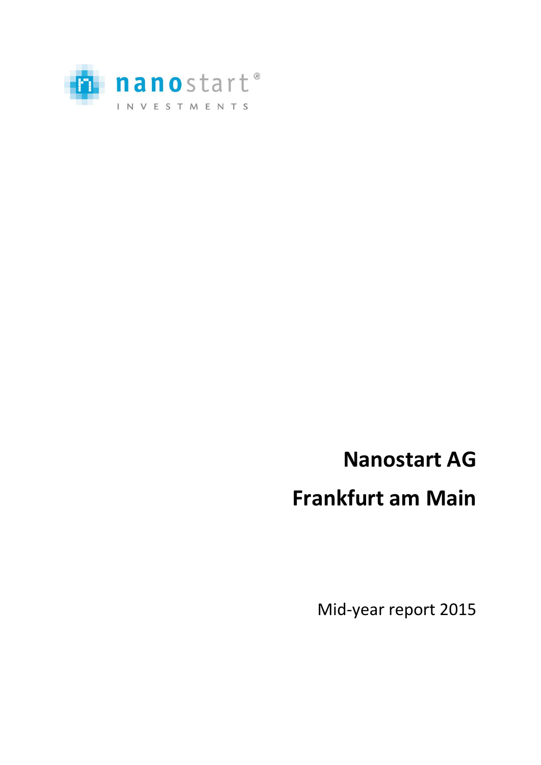nanostart® INVESTMENTS

# Nanostart AG

# Frankfurt am Main

Mid-year report 2015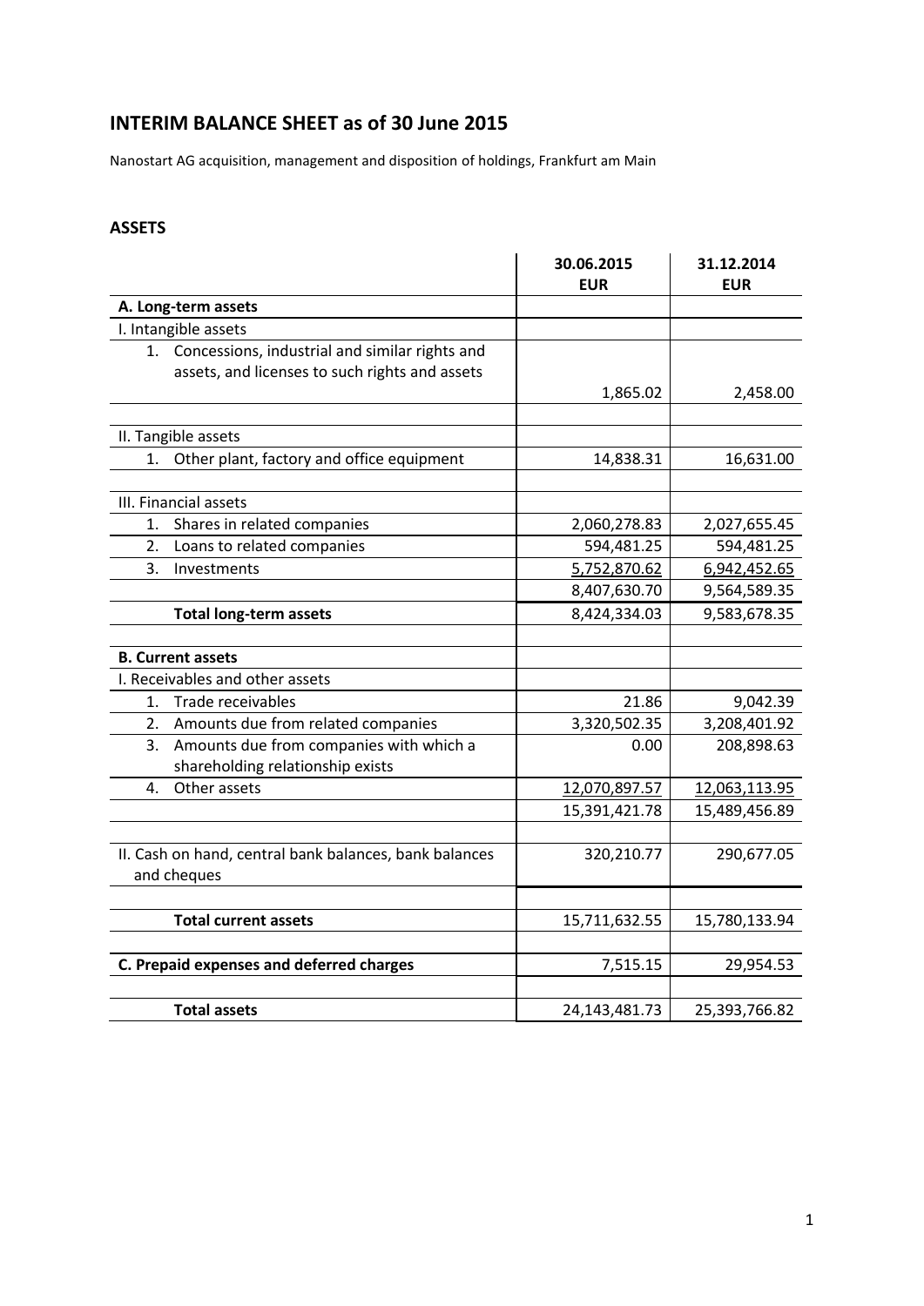# INTERIM BALANCE SHEET as of 30 June 2015

Nanostart AG acquisition, management and disposition of holdings, Frankfurt am Main

## ASSETS

| | 30.06.2015 EUR | 31.12.2014 EUR |
|---|---|---|
| **A. Long-term assets** | | |
| I. Intangible assets | | |
| 1. Concessions, industrial and similar rights and assets, and licenses to such rights and assets | 1,865.02 | 2,458.00 |
| | | |
| II. Tangible assets | | |
| 1. Other plant, factory and office equipment | 14,838.31 | 16,631.00 |
| | | |
| III. Financial assets | | |
| 1. Shares in related companies | 2,060,278.83 | 2,027,655.45 |
| 2. Loans to related companies | 594,481.25 | 594,481.25 |
| 3. Investments | 5,752,870.62 | 6,942,452.65 |
| | 8,407,630.70 | 9,564,589.35 |
| **Total long-term assets** | 8,424,334.03 | 9,583,678.35 |
| | | |
| **B. Current assets** | | |
| I. Receivables and other assets | | |
| 1. Trade receivables | 21.86 | 9,042.39 |
| 2. Amounts due from related companies | 3,320,502.35 | 3,208,401.92 |
| 3. Amounts due from companies with which a shareholding relationship exists | 0.00 | 208,898.63 |
| 4. Other assets | 12,070,897.57 | 12,063,113.95 |
| | 15,391,421.78 | 15,489,456.89 |
| | | |
| II. Cash on hand, central bank balances, bank balances and cheques | 320,210.77 | 290,677.05 |
| | | |
| **Total current assets** | 15,711,632.55 | 15,780,133.94 |
| | | |
| **C. Prepaid expenses and deferred charges** | 7,515.15 | 29,954.53 |
| | | |
| **Total assets** | 24,143,481.73 | 25,393,766.82 |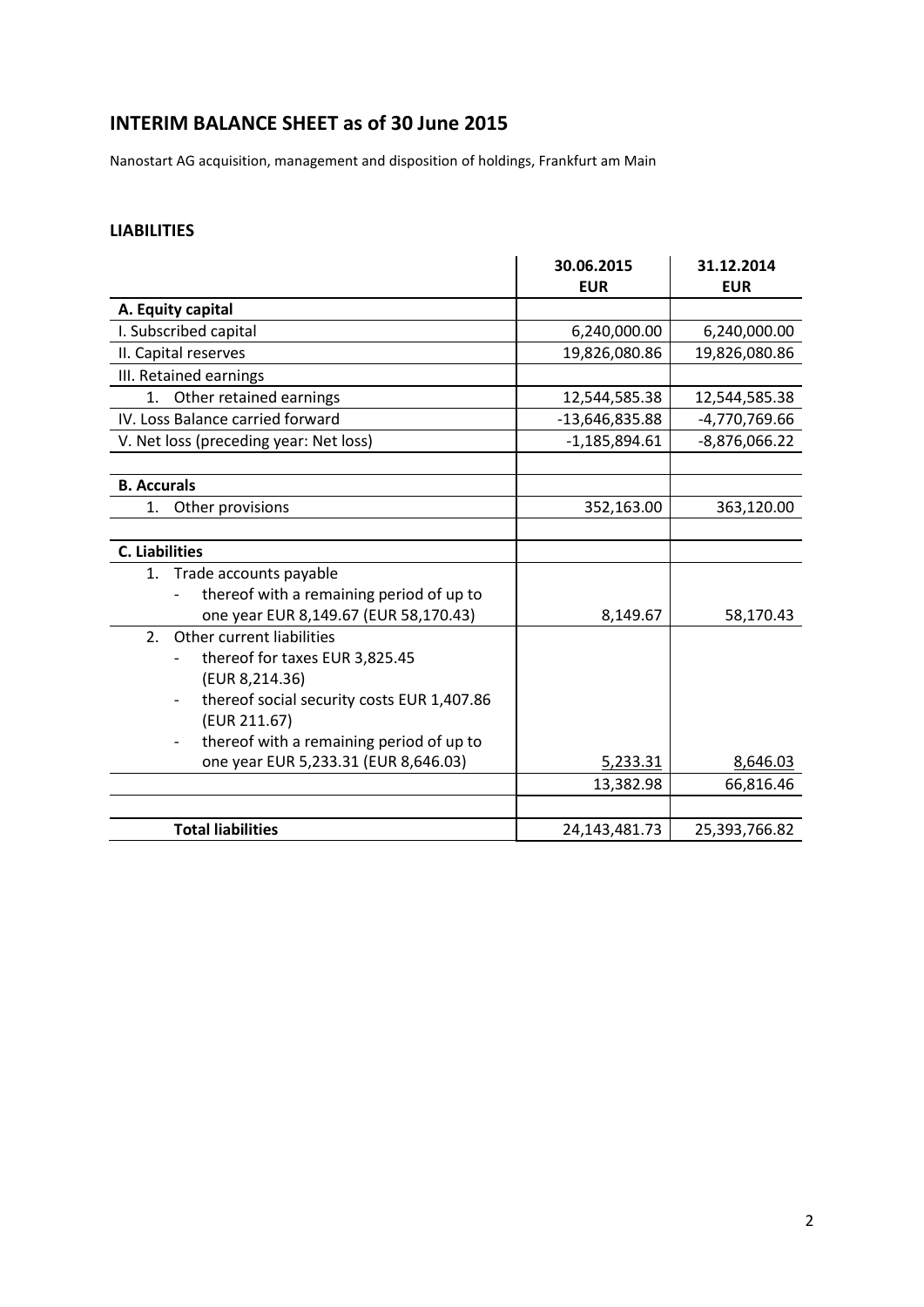# INTERIM BALANCE SHEET as of 30 June 2015

Nanostart AG acquisition, management and disposition of holdings, Frankfurt am Main

## LIABILITIES

| | 30.06.2015<br>EUR | 31.12.2014<br>EUR |
|---|---|---|
| **A. Equity capital** | | |
| I. Subscribed capital | 6,240,000.00 | 6,240,000.00 |
| II. Capital reserves | 19,826,080.86 | 19,826,080.86 |
| III. Retained earnings | | |
| 1. Other retained earnings | 12,544,585.38 | 12,544,585.38 |
| IV. Loss Balance carried forward | -13,646,835.88 | -4,770,769.66 |
| V. Net loss (preceding year: Net loss) | -1,185,894.61 | -8,876,066.22 |
| | | |
| **B. Accurals** | | |
| 1. Other provisions | 352,163.00 | 363,120.00 |
| | | |
| **C. Liabilities** | | |
| 1. Trade accounts payable<br>- thereof with a remaining period of up to one year EUR 8,149.67 (EUR 58,170.43) | 8,149.67 | 58,170.43 |
| 2. Other current liabilities<br>- thereof for taxes EUR 3,825.45 (EUR 8,214.36)<br>- thereof social security costs EUR 1,407.86 (EUR 211.67)<br>- thereof with a remaining period of up to one year EUR 5,233.31 (EUR 8,646.03) | 5,233.31 | 8,646.03 |
| | 13,382.98 | 66,816.46 |
| | | |
| **Total liabilities** | 24,143,481.73 | 25,393,766.82 |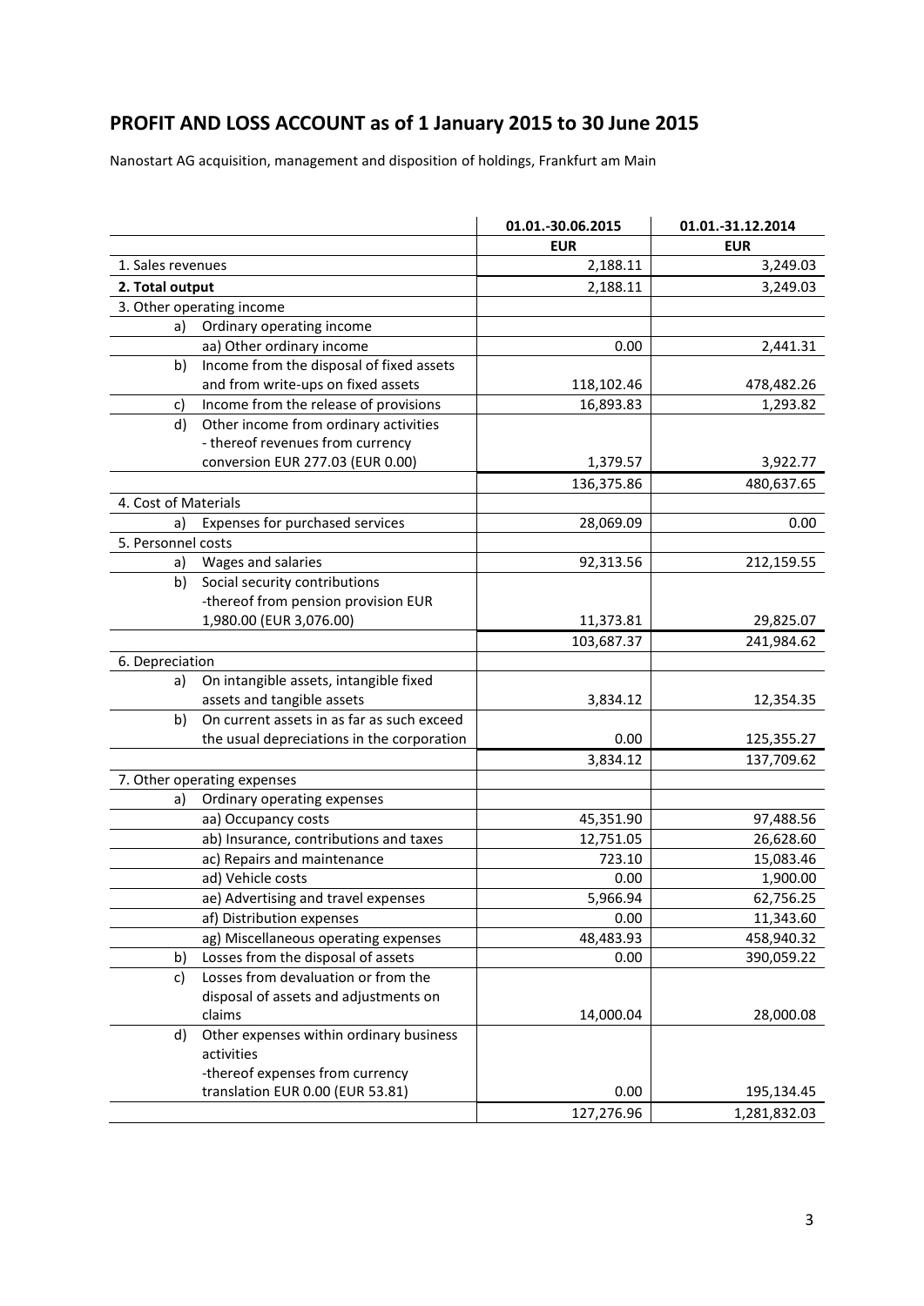# PROFIT AND LOSS ACCOUNT as of 1 January 2015 to 30 June 2015

Nanostart AG acquisition, management and disposition of holdings, Frankfurt am Main

| | 01.01.-30.06.2015 | 01.01.-31.12.2014 |
|---|---|---|
| | **EUR** | **EUR** |
| 1. Sales revenues | 2,188.11 | 3,249.03 |
| **2. Total output** | 2,188.11 | 3,249.03 |
| 3. Other operating income | | |
| a) Ordinary operating income | | |
| aa) Other ordinary income | 0.00 | 2,441.31 |
| b) Income from the disposal of fixed assets and from write-ups on fixed assets | 118,102.46 | 478,482.26 |
| c) Income from the release of provisions | 16,893.83 | 1,293.82 |
| d) Other income from ordinary activities - thereof revenues from currency conversion EUR 277.03 (EUR 0.00) | 1,379.57 | 3,922.77 |
| | 136,375.86 | 480,637.65 |
| 4. Cost of Materials | | |
| a) Expenses for purchased services | 28,069.09 | 0.00 |
| 5. Personnel costs | | |
| a) Wages and salaries | 92,313.56 | 212,159.55 |
| b) Social security contributions -thereof from pension provision EUR 1,980.00 (EUR 3,076.00) | 11,373.81 | 29,825.07 |
| | 103,687.37 | 241,984.62 |
| 6. Depreciation | | |
| a) On intangible assets, intangible fixed assets and tangible assets | 3,834.12 | 12,354.35 |
| b) On current assets in as far as such exceed the usual depreciations in the corporation | 0.00 | 125,355.27 |
| | 3,834.12 | 137,709.62 |
| 7. Other operating expenses | | |
| a) Ordinary operating expenses | | |
| aa) Occupancy costs | 45,351.90 | 97,488.56 |
| ab) Insurance, contributions and taxes | 12,751.05 | 26,628.60 |
| ac) Repairs and maintenance | 723.10 | 15,083.46 |
| ad) Vehicle costs | 0.00 | 1,900.00 |
| ae) Advertising and travel expenses | 5,966.94 | 62,756.25 |
| af) Distribution expenses | 0.00 | 11,343.60 |
| ag) Miscellaneous operating expenses | 48,483.93 | 458,940.32 |
| b) Losses from the disposal of assets | 0.00 | 390,059.22 |
| c) Losses from devaluation or from the disposal of assets and adjustments on claims | 14,000.04 | 28,000.08 |
| d) Other expenses within ordinary business activities -thereof expenses from currency translation EUR 0.00 (EUR 53.81) | 0.00 | 195,134.45 |
| | 127,276.96 | 1,281,832.03 |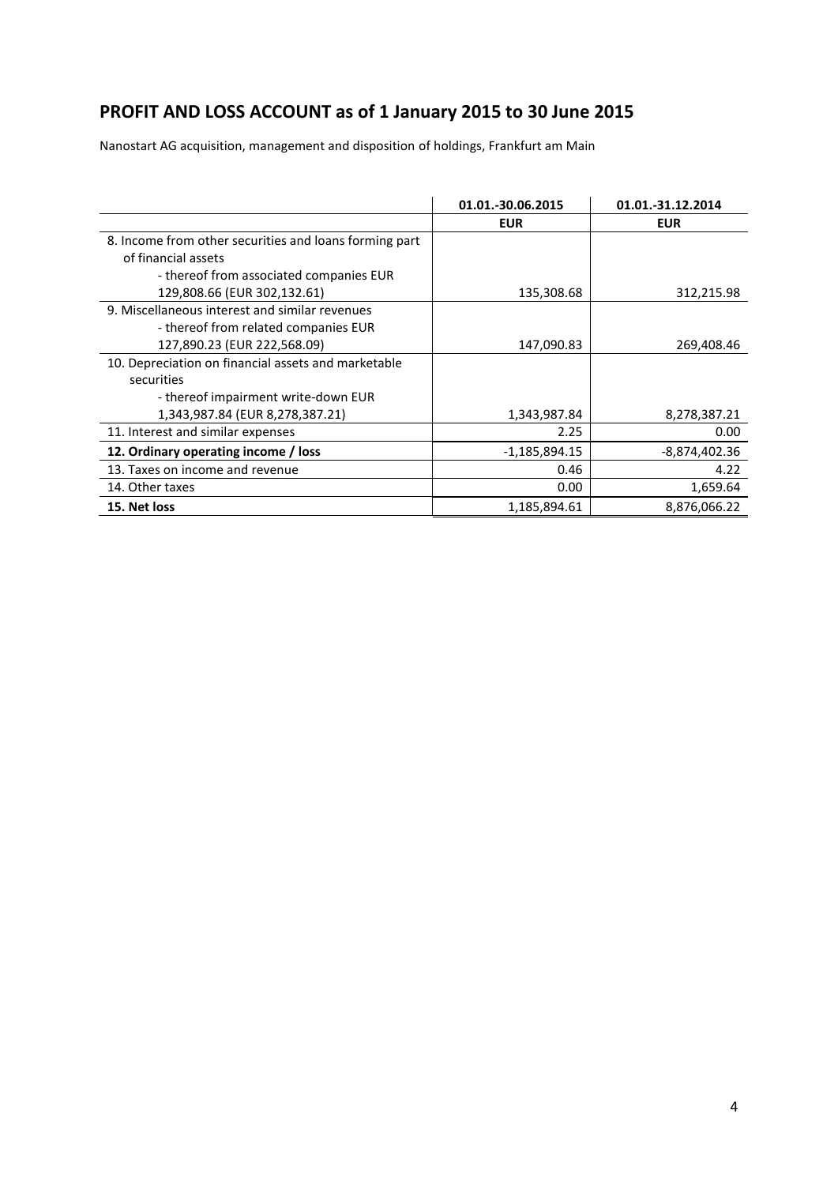# PROFIT AND LOSS ACCOUNT as of 1 January 2015 to 30 June 2015

Nanostart AG acquisition, management and disposition of holdings, Frankfurt am Main

| | 01.01.-30.06.2015 | 01.01.-31.12.2014 |
|---|---|---|
| | **EUR** | **EUR** |
| 8. Income from other securities and loans forming part of financial assets<br>- thereof from associated companies EUR 129,808.66 (EUR 302,132.61) | 135,308.68 | 312,215.98 |
| 9. Miscellaneous interest and similar revenues<br>- thereof from related companies EUR 127,890.23 (EUR 222,568.09) | 147,090.83 | 269,408.46 |
| 10. Depreciation on financial assets and marketable securities<br>- thereof impairment write-down EUR 1,343,987.84 (EUR 8,278,387.21) | 1,343,987.84 | 8,278,387.21 |
| 11. Interest and similar expenses | 2.25 | 0.00 |
| **12. Ordinary operating income / loss** | -1,185,894.15 | -8,874,402.36 |
| 13. Taxes on income and revenue | 0.46 | 4.22 |
| 14. Other taxes | 0.00 | 1,659.64 |
| **15. Net loss** | 1,185,894.61 | 8,876,066.22 |